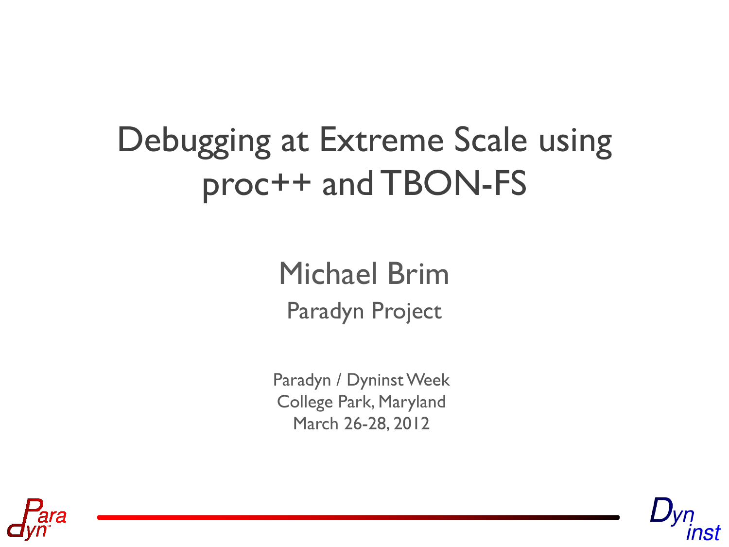# Debugging at Extreme Scale using proc++ and TBON-FS

Michael Brim

Paradyn Project

Paradyn / Dyninst Week
College Park, Maryland
March 26-28, 2012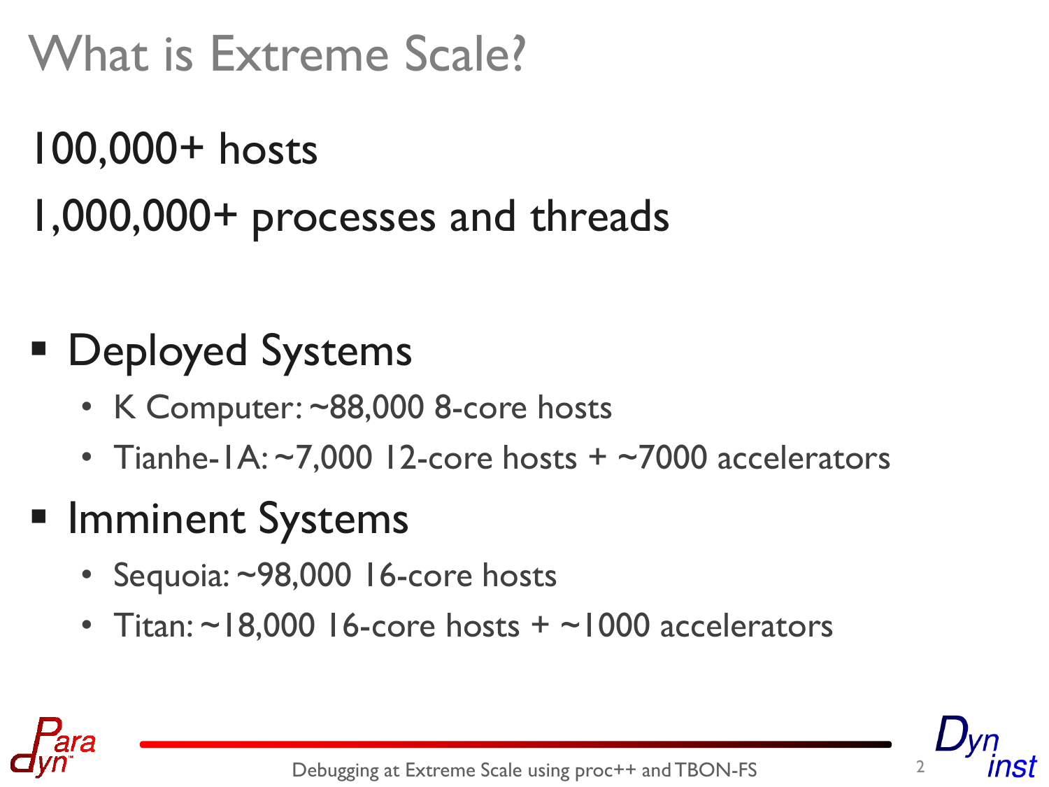# What is Extreme Scale?

100,000+ hosts

1,000,000+ processes and threads

- Deployed Systems
  - K Computer: ~88,000 8-core hosts
  - Tianhe-1A: ~7,000 12-core hosts + ~7000 accelerators
- Imminent Systems
  - Sequoia: ~98,000 16-core hosts
  - Titan: ~18,000 16-core hosts + ~1000 accelerators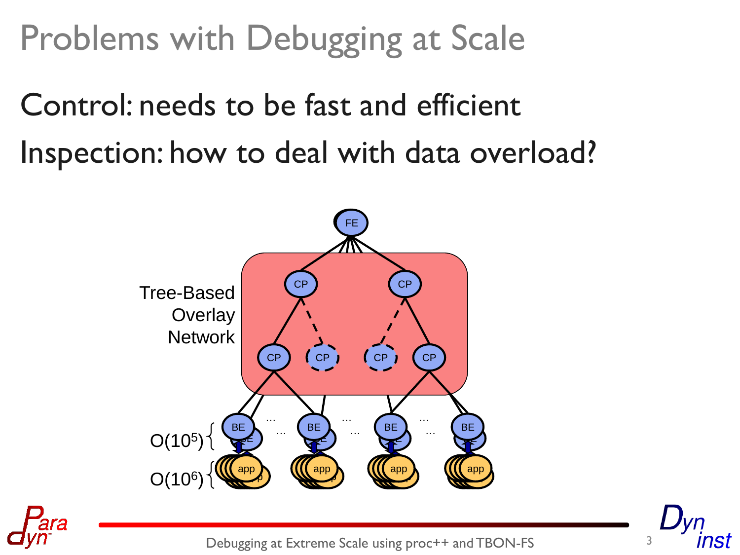# Problems with Debugging at Scale

Control: needs to be fast and efficient

Inspection: how to deal with data overload?

Tree-Based Overlay Network

FE

CP CP

CP CP CP CP

BE BE BE BE

app app app app

$O(10^5)$

$O(10^6)$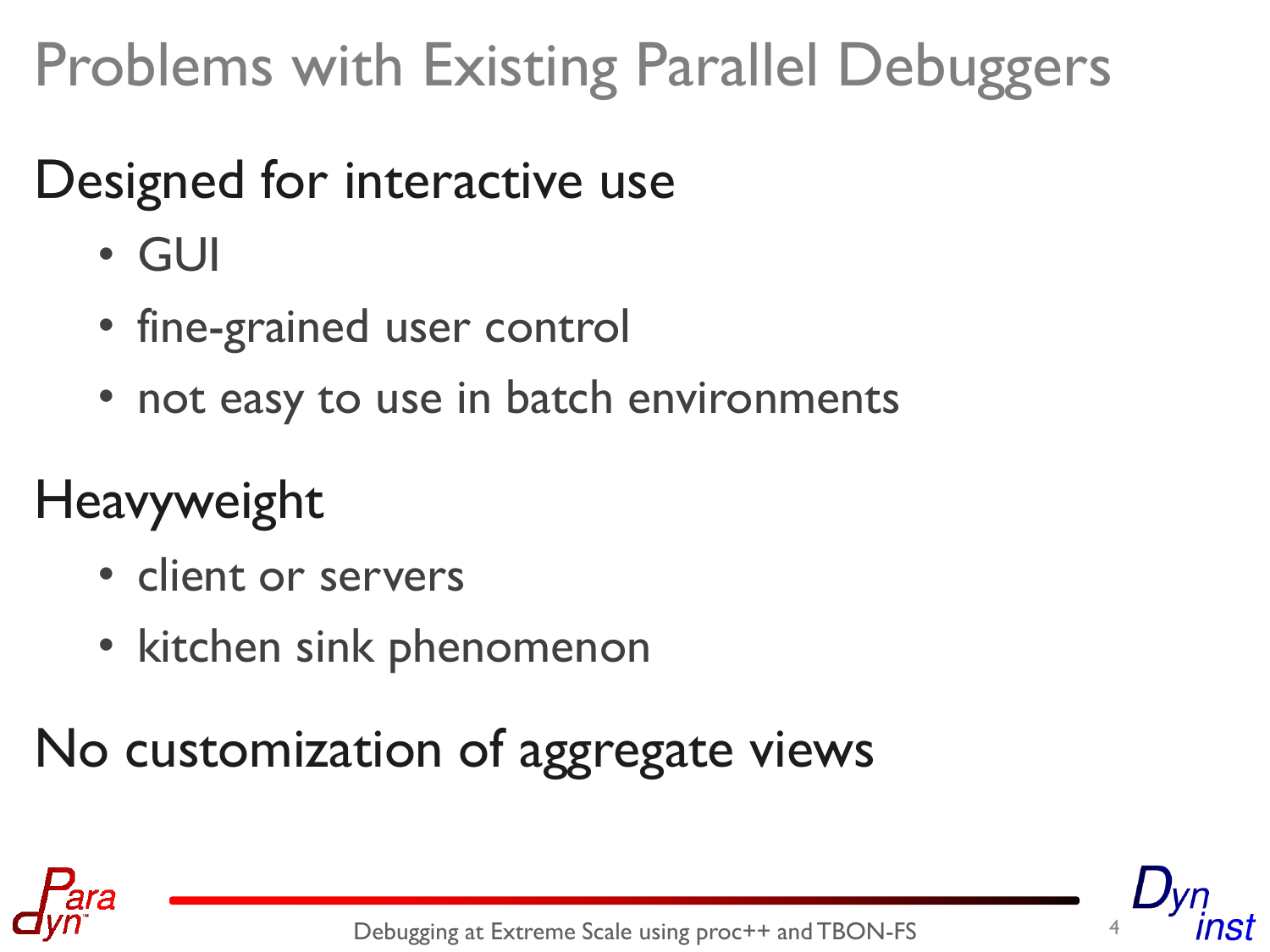# Problems with Existing Parallel Debuggers

## Designed for interactive use

- GUI
- fine-grained user control
- not easy to use in batch environments

## Heavyweight

- client or servers
- kitchen sink phenomenon

## No customization of aggregate views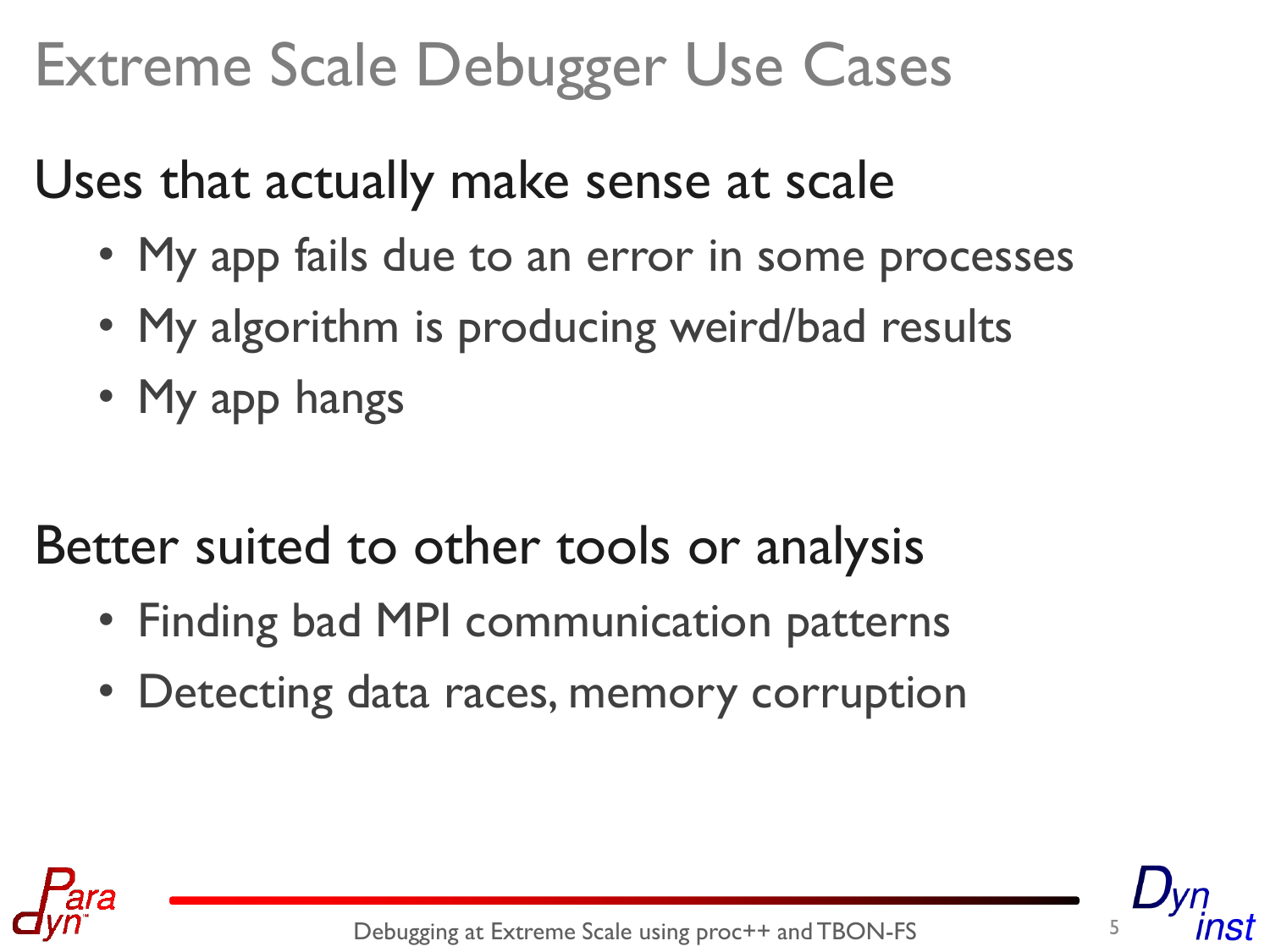# Extreme Scale Debugger Use Cases

## Uses that actually make sense at scale

- My app fails due to an error in some processes
- My algorithm is producing weird/bad results
- My app hangs

## Better suited to other tools or analysis

- Finding bad MPI communication patterns
- Detecting data races, memory corruption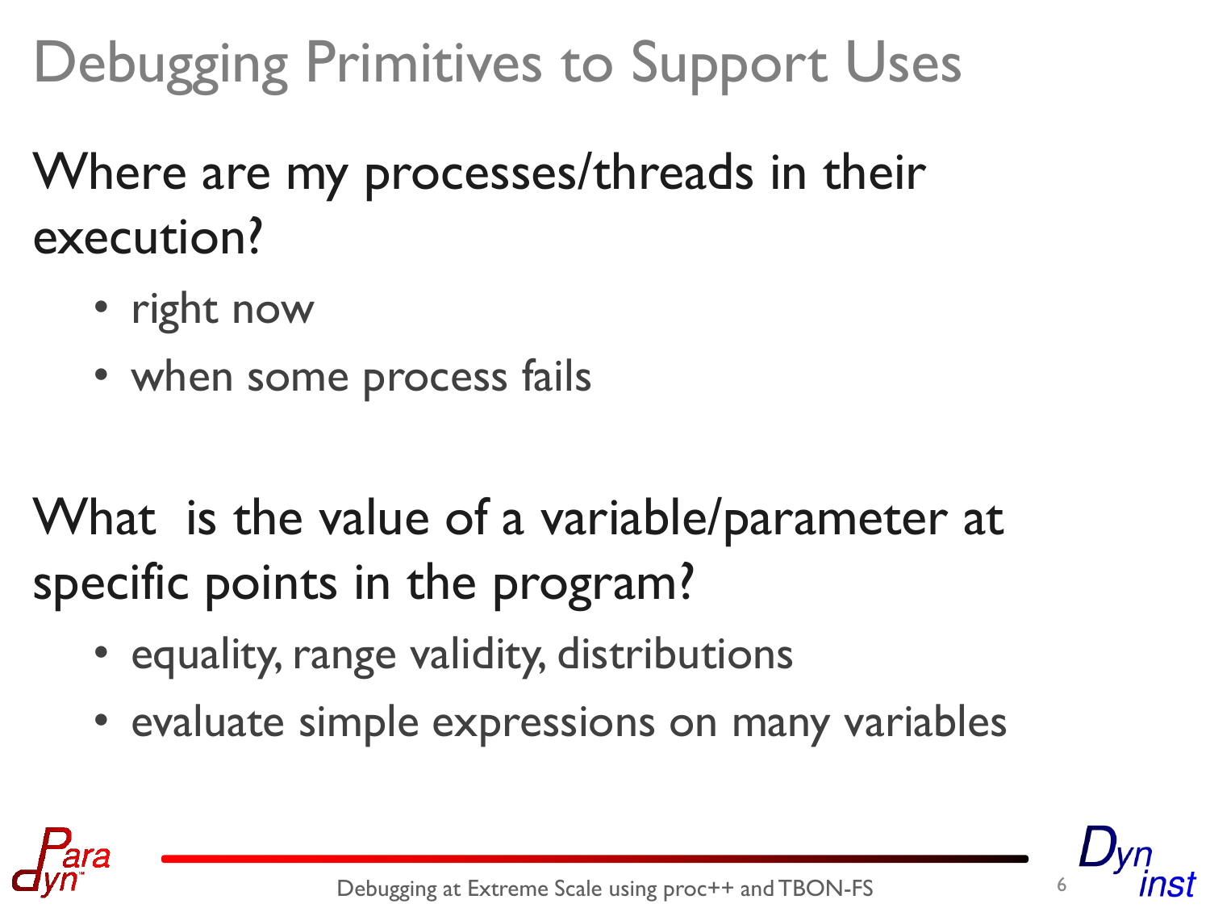# Debugging Primitives to Support Uses

Where are my processes/threads in their execution?

- right now
- when some process fails

What  is the value of a variable/parameter at specific points in the program?

- equality, range validity, distributions
- evaluate simple expressions on many variables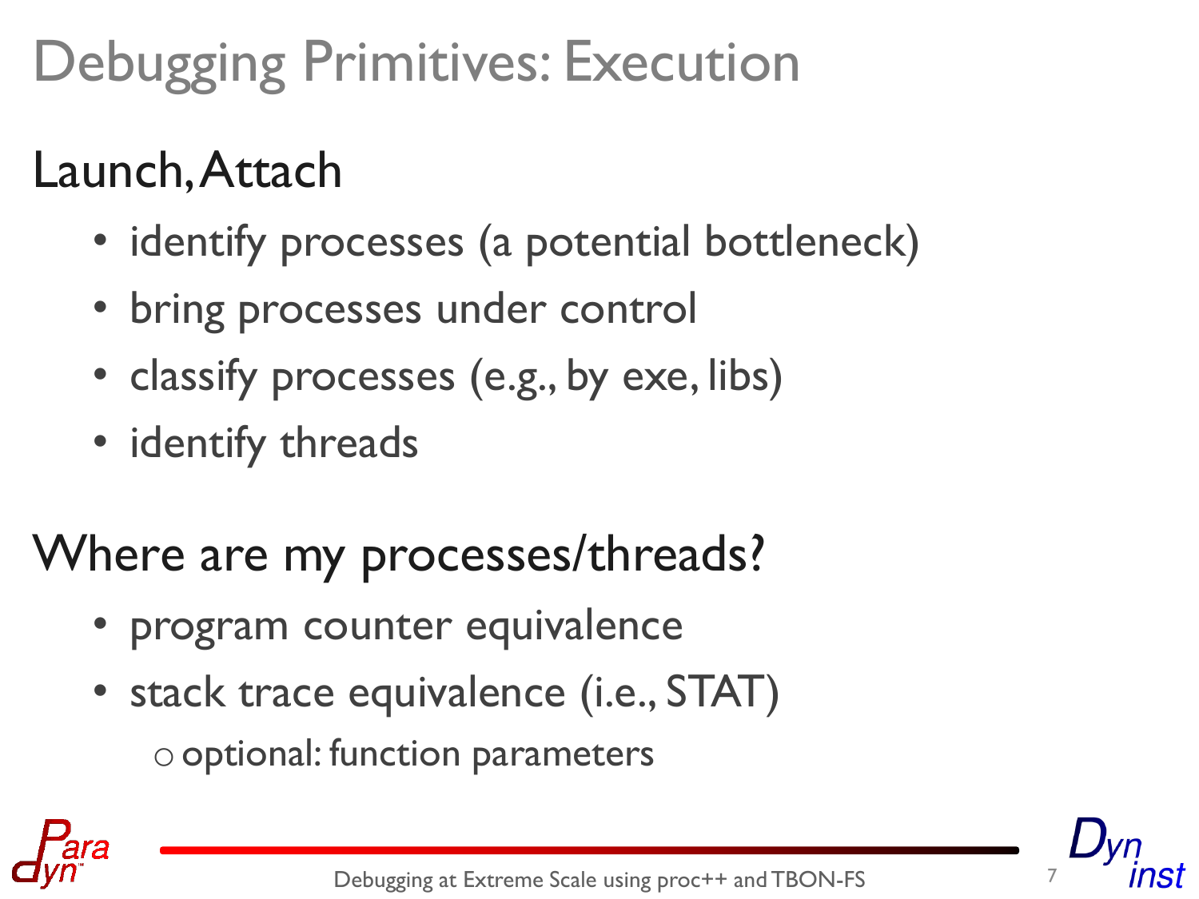# Debugging Primitives: Execution

## Launch, Attach

- identify processes (a potential bottleneck)
- bring processes under control
- classify processes (e.g., by exe, libs)
- identify threads

## Where are my processes/threads?

- program counter equivalence
- stack trace equivalence (i.e., STAT)
  - optional: function parameters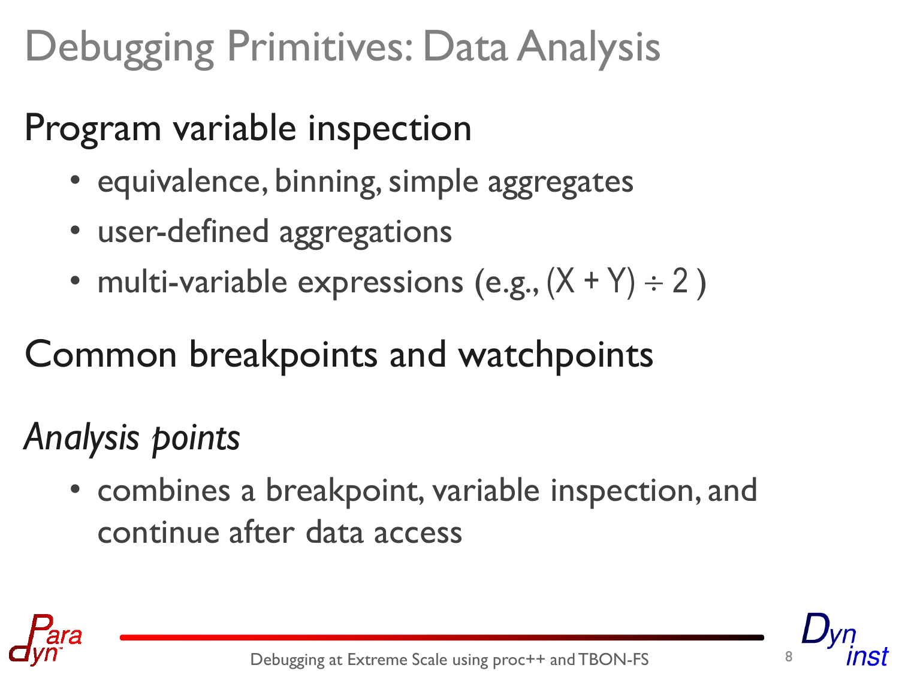# Debugging Primitives: Data Analysis

## Program variable inspection

- equivalence, binning, simple aggregates
- user-defined aggregations
- multi-variable expressions (e.g., $(X + Y) \div 2$ )

## Common breakpoints and watchpoints

## *Analysis points*

- combines a breakpoint, variable inspection, and continue after data access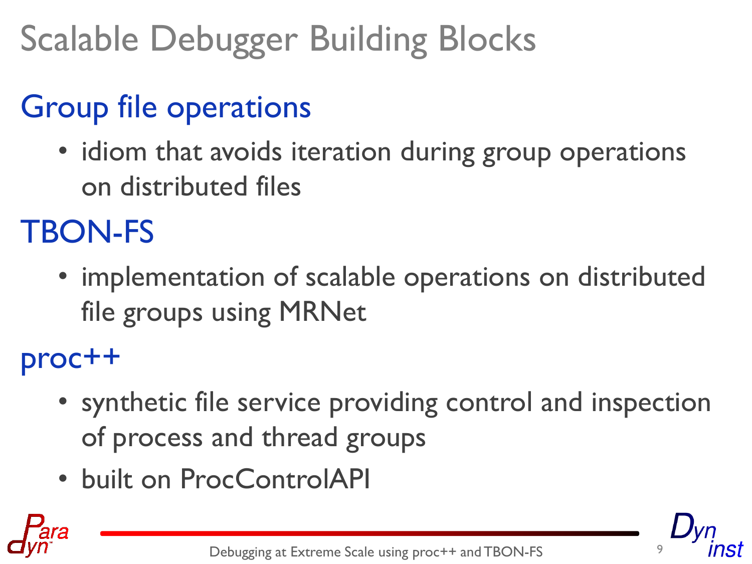# Scalable Debugger Building Blocks

## Group file operations

- idiom that avoids iteration during group operations on distributed files

## TBON-FS

- implementation of scalable operations on distributed file groups using MRNet

## proc++

- synthetic file service providing control and inspection of process and thread groups
- built on ProcControlAPI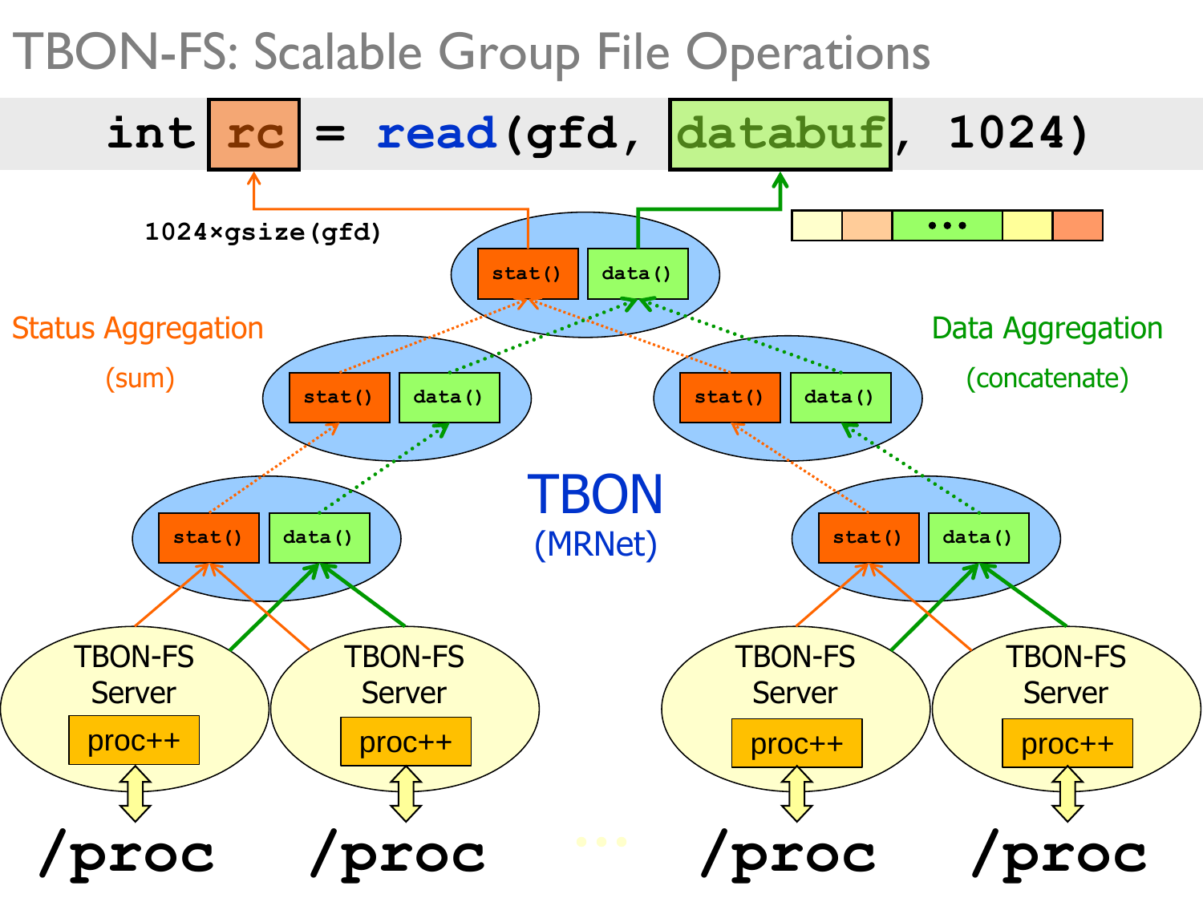# TBON-FS: Scalable Group File Operations

```
int rc = read(gfd, databuf, 1024)
```

1024×gsize(gfd)

Status Aggregation (sum)

Data Aggregation (concatenate)

stat() data()

stat() data()

stat() data()

stat() data()

stat() data()

TBON (MRNet)

TBON-FS Server proc++

TBON-FS Server proc++

TBON-FS Server proc++

TBON-FS Server proc++

/proc /proc … /proc /proc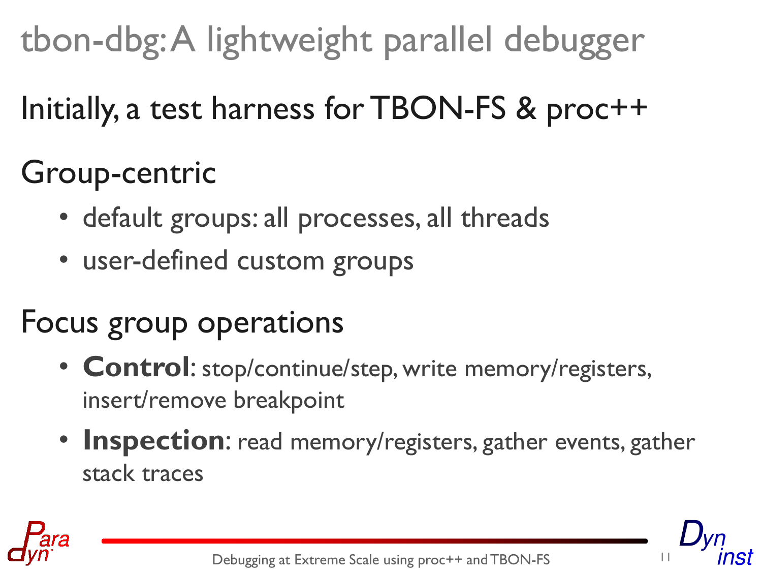# tbon-dbg: A lightweight parallel debugger

Initially, a test harness for TBON-FS & proc++

Group-centric

- default groups: all processes, all threads
- user-defined custom groups

Focus group operations

- **Control**: stop/continue/step, write memory/registers, insert/remove breakpoint
- **Inspection**: read memory/registers, gather events, gather stack traces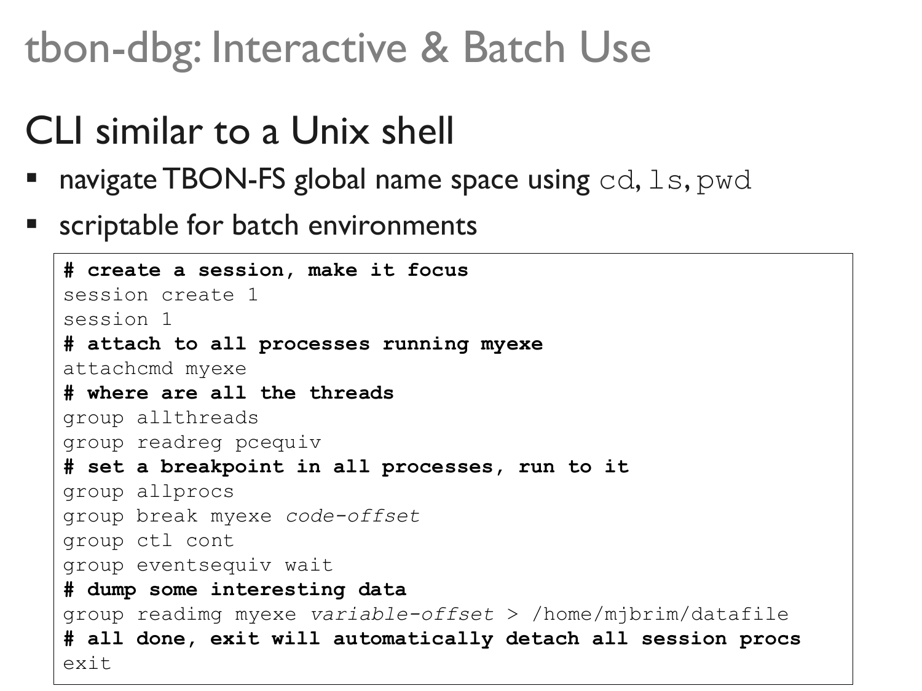# tbon-dbg: Interactive & Batch Use

## CLI similar to a Unix shell

- navigate TBON-FS global name space using `cd`, `ls`, `pwd`
- scriptable for batch environments

```
# create a session, make it focus
session create 1
session 1
# attach to all processes running myexe
attachcmd myexe
# where are all the threads
group allthreads
group readreg pcequiv
# set a breakpoint in all processes, run to it
group allprocs
group break myexe code-offset
group ctl cont
group eventsequiv wait
# dump some interesting data
group readimg myexe variable-offset > /home/mjbrim/datafile
# all done, exit will automatically detach all session procs
exit
```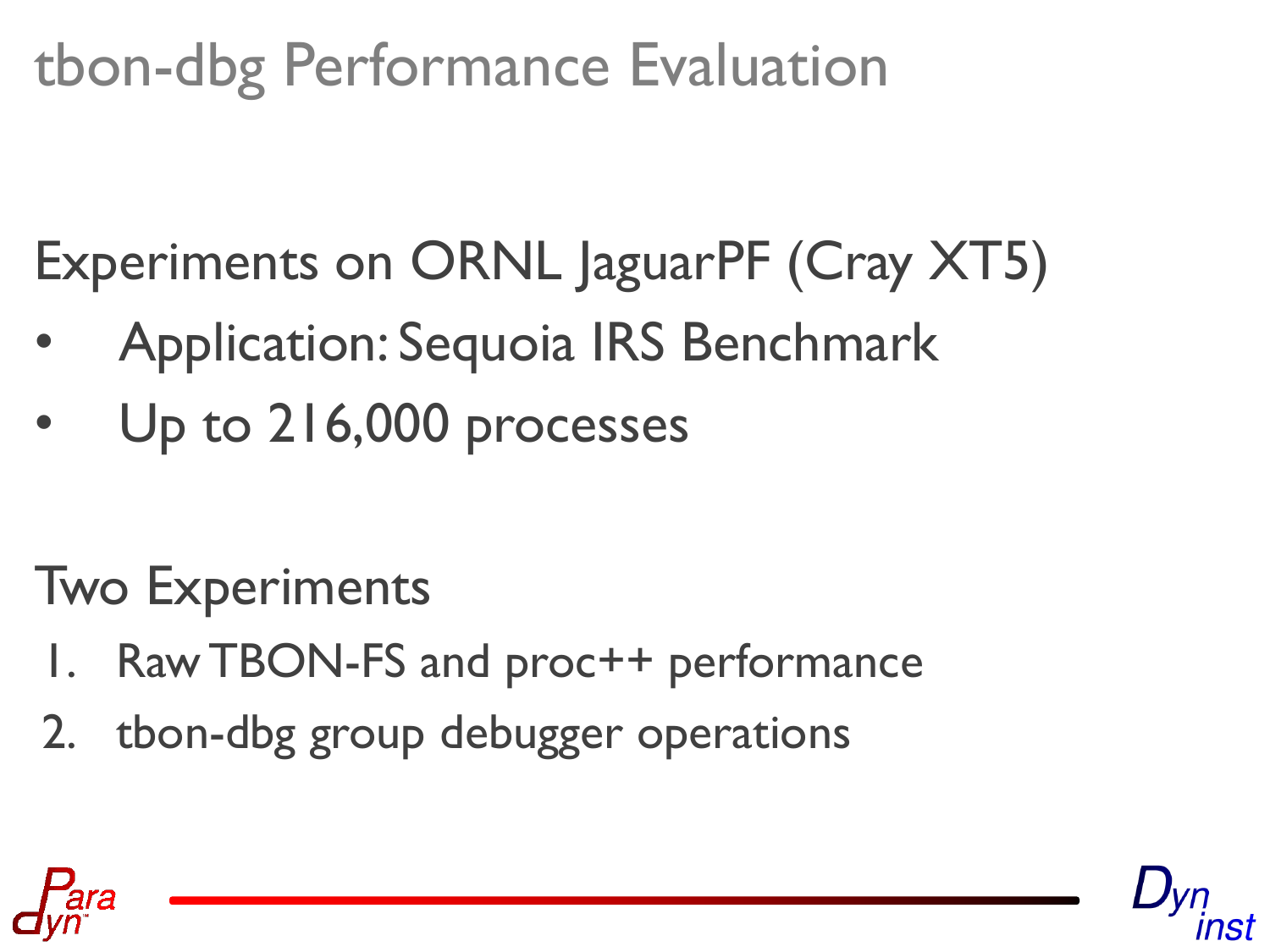# tbon-dbg Performance Evaluation

Experiments on ORNL JaguarPF (Cray XT5)

- Application: Sequoia IRS Benchmark
- Up to 216,000 processes

Two Experiments

1. Raw TBON-FS and proc++ performance
2. tbon-dbg group debugger operations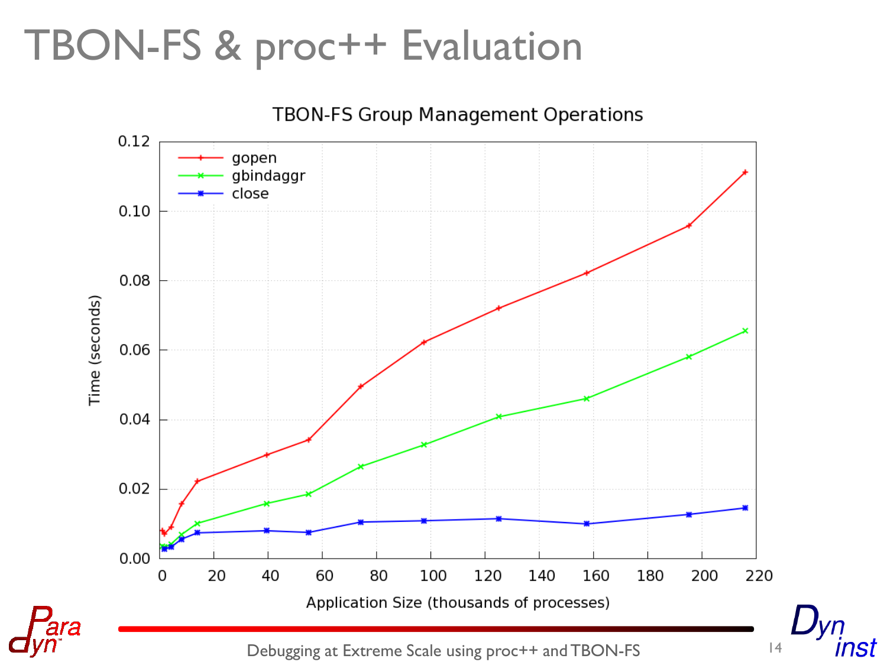# TBON-FS & proc++ Evaluation

TBON-FS Group Management Operations

- gopen
- gbindaggr
- close

Time (seconds)

Application Size (thousands of processes)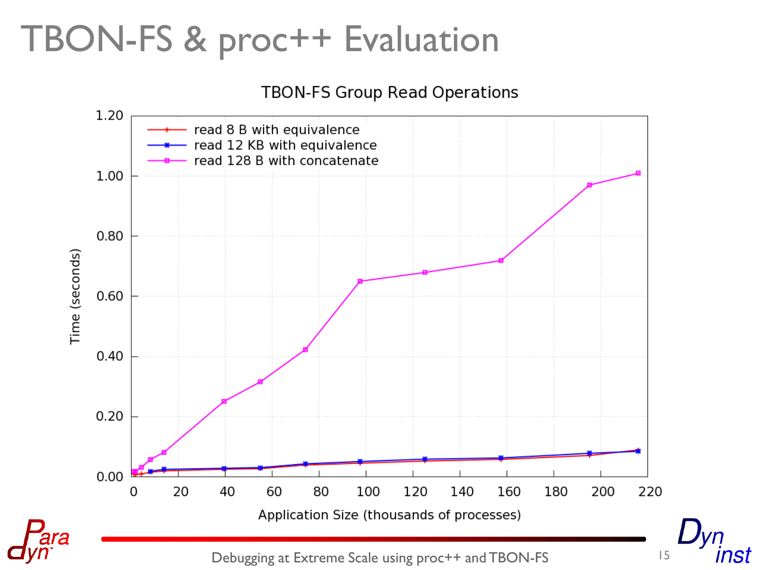# TBON-FS & proc++ Evaluation

TBON-FS Group Read Operations

- read 8 B with equivalence
- read 12 KB with equivalence
- read 128 B with concatenate

Time (seconds)

Application Size (thousands of processes)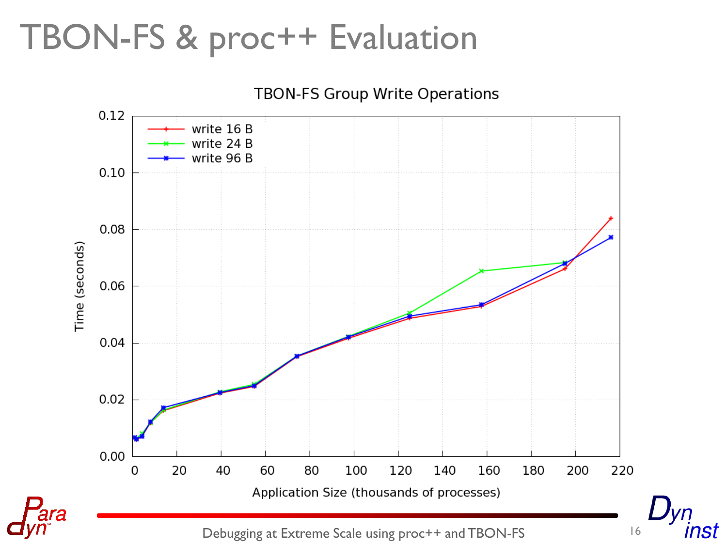# TBON-FS & proc++ Evaluation

TBON-FS Group Write Operations

- write 16 B
- write 24 B
- write 96 B

Time (seconds)

Application Size (thousands of processes)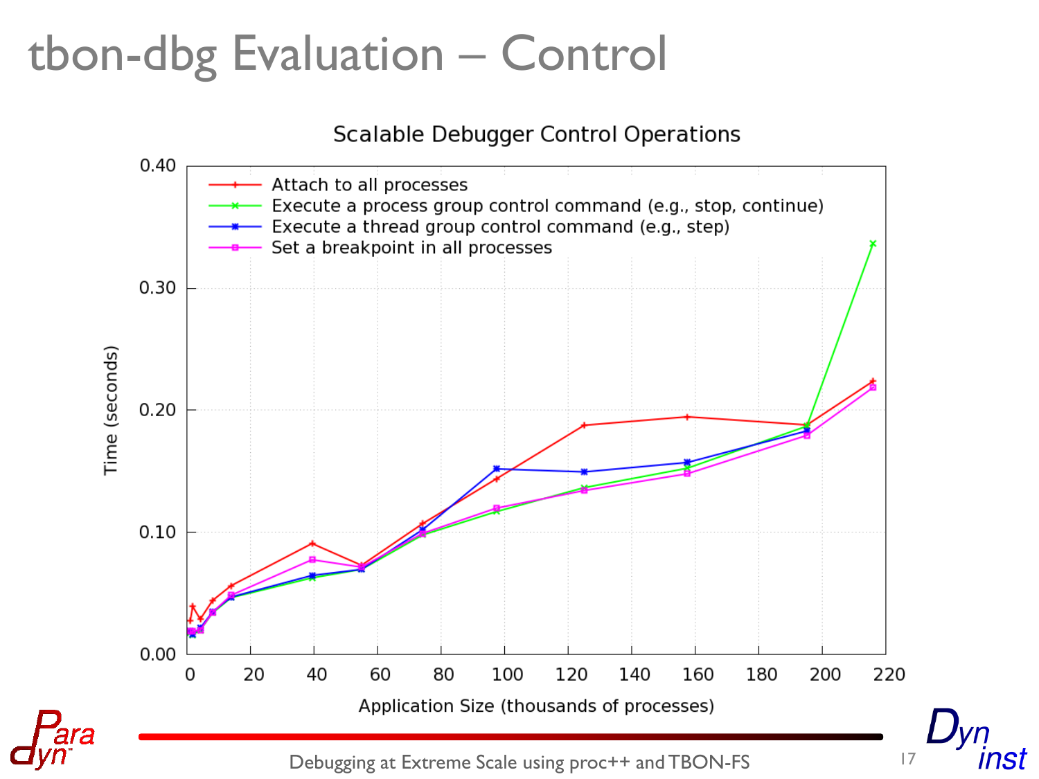# tbon-dbg Evaluation – Control

**Scalable Debugger Control Operations**

Legend:
- Attach to all processes
- Execute a process group control command (e.g., stop, continue)
- Execute a thread group control command (e.g., step)
- Set a breakpoint in all processes

Y-axis: Time (seconds) — 0.00, 0.10, 0.20, 0.30, 0.40

X-axis: Application Size (thousands of processes) — 0, 20, 40, 60, 80, 100, 120, 140, 160, 180, 200, 220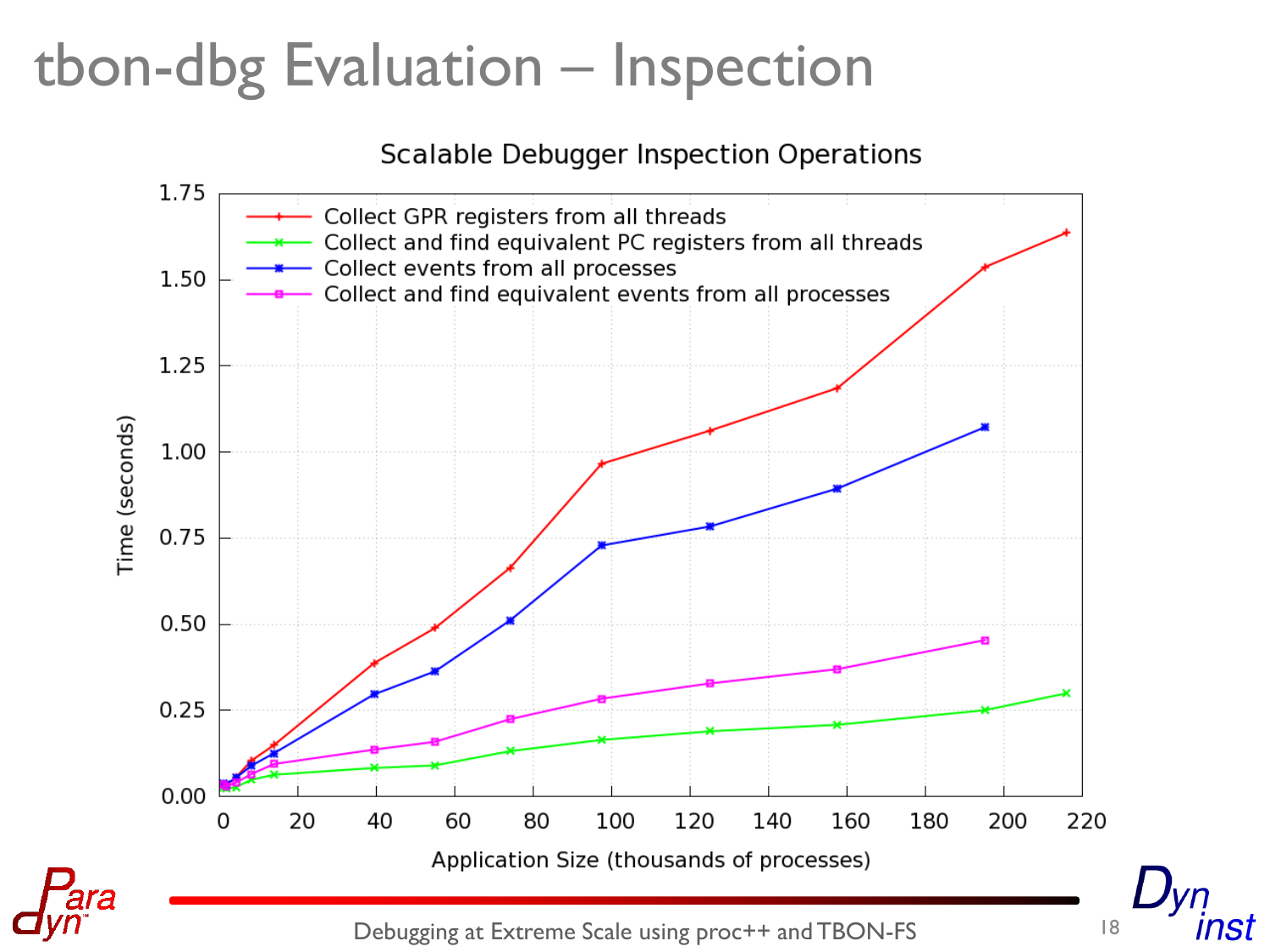# tbon-dbg Evaluation – Inspection

**Scalable Debugger Inspection Operations**

- Collect GPR registers from all threads
- Collect and find equivalent PC registers from all threads
- Collect events from all processes
- Collect and find equivalent events from all processes

Time (seconds) vs. Application Size (thousands of processes)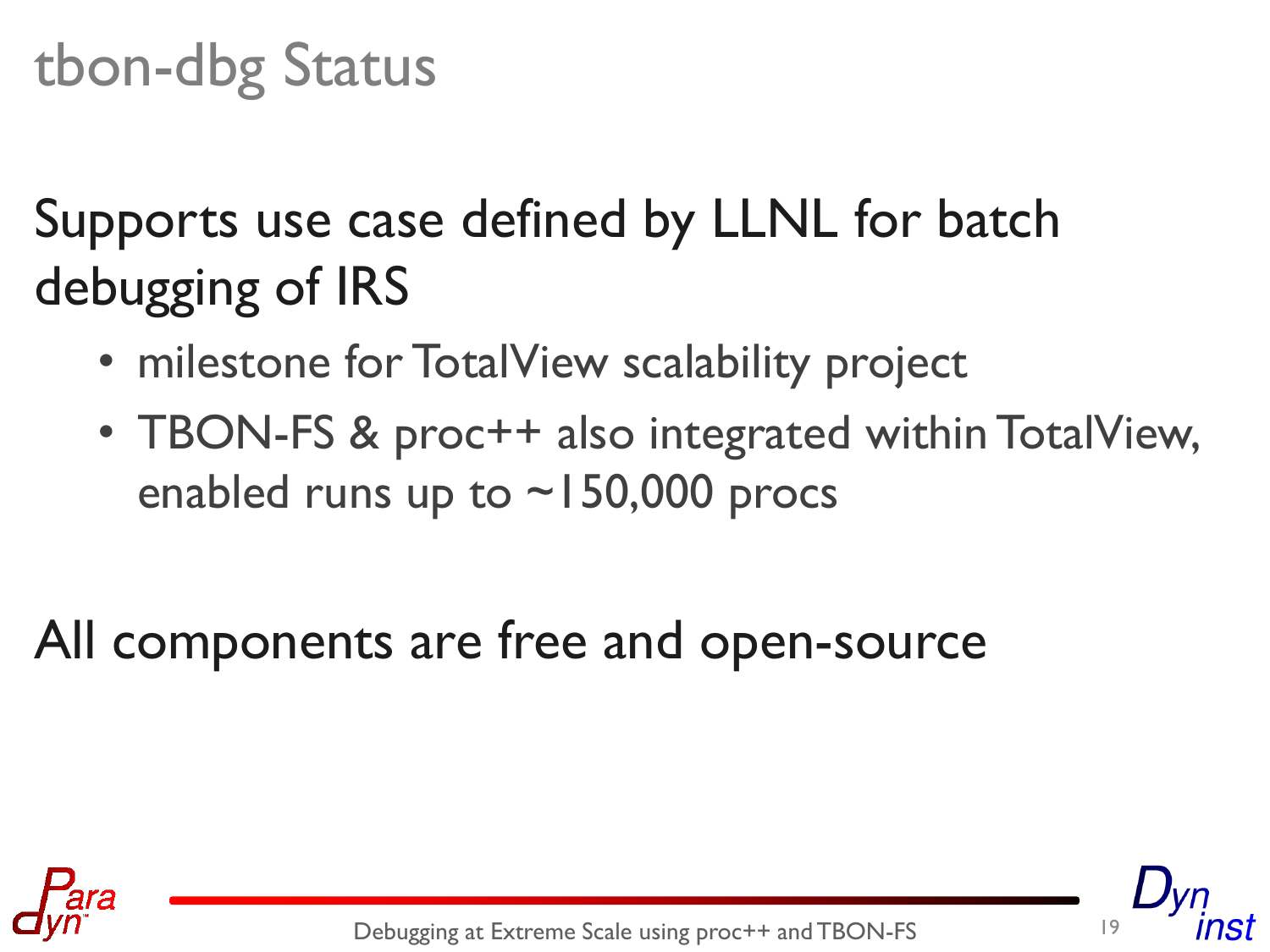# tbon-dbg Status

Supports use case defined by LLNL for batch debugging of IRS

- milestone for TotalView scalability project
- TBON-FS & proc++ also integrated within TotalView, enabled runs up to ~150,000 procs

All components are free and open-source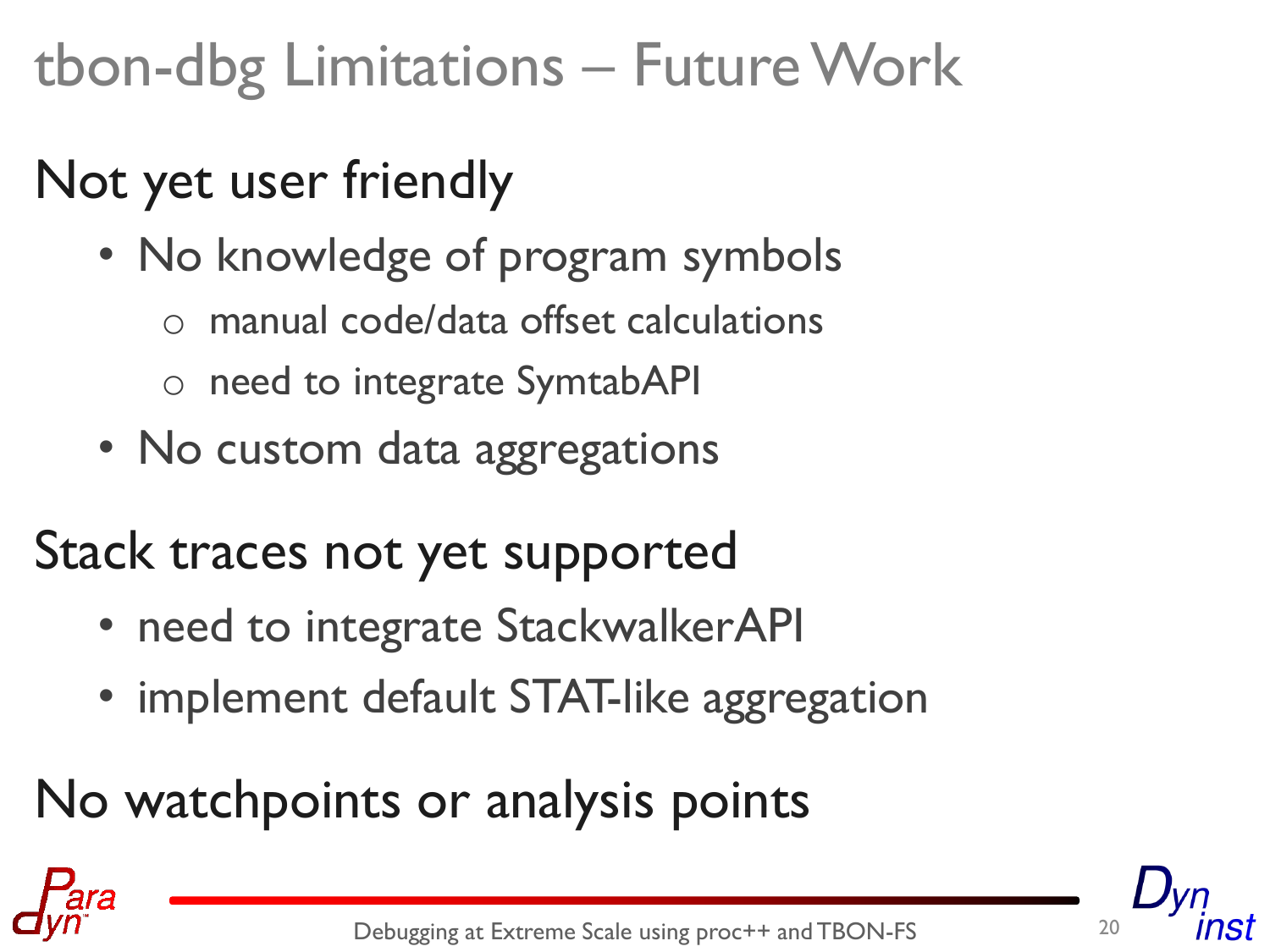# tbon-dbg Limitations – Future Work

## Not yet user friendly

- No knowledge of program symbols
  - manual code/data offset calculations
  - need to integrate SymtabAPI
- No custom data aggregations

## Stack traces not yet supported

- need to integrate StackwalkerAPI
- implement default STAT-like aggregation

## No watchpoints or analysis points